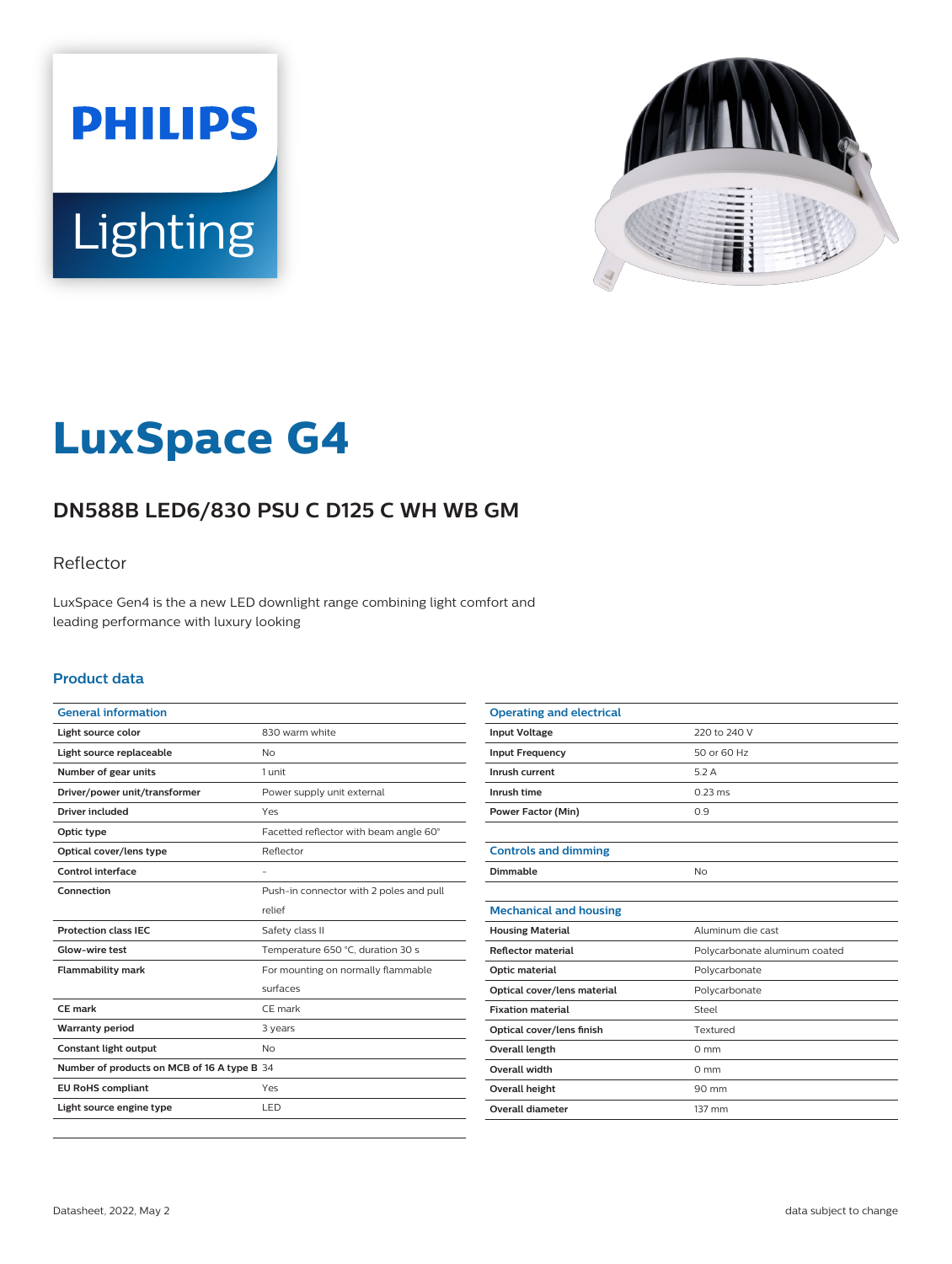# LuxSpace G4

## DN588B LED6/830 PSU C D125 C WH WB GM

Reflector

LuxSpace Gen4 is the a new LED downlight range combining light comfort and leading performance with luxury looking

### Product data

| General information | |
|---|---|
| Light source color | 830 warm white |
| Light source replaceable | No |
| Number of gear units | 1 unit |
| Driver/power unit/transformer | Power supply unit external |
| Driver included | Yes |
| Optic type | Facetted reflector with beam angle 60° |
| Optical cover/lens type | Reflector |
| Control interface | - |
| Connection | Push-in connector with 2 poles and pull relief |
| Protection class IEC | Safety class II |
| Glow-wire test | Temperature 650 °C, duration 30 s |
| Flammability mark | For mounting on normally flammable surfaces |
| CE mark | CE mark |
| Warranty period | 3 years |
| Constant light output | No |
| Number of products on MCB of 16 A type B | 34 |
| EU RoHS compliant | Yes |
| Light source engine type | LED |

| Operating and electrical | |
|---|---|
| Input Voltage | 220 to 240 V |
| Input Frequency | 50 or 60 Hz |
| Inrush current | 5.2 A |
| Inrush time | 0.23 ms |
| Power Factor (Min) | 0.9 |

| Controls and dimming | |
|---|---|
| Dimmable | No |

| Mechanical and housing | |
|---|---|
| Housing Material | Aluminum die cast |
| Reflector material | Polycarbonate aluminum coated |
| Optic material | Polycarbonate |
| Optical cover/lens material | Polycarbonate |
| Fixation material | Steel |
| Optical cover/lens finish | Textured |
| Overall length | 0 mm |
| Overall width | 0 mm |
| Overall height | 90 mm |
| Overall diameter | 137 mm |

Datasheet, 2022, May 2

data subject to change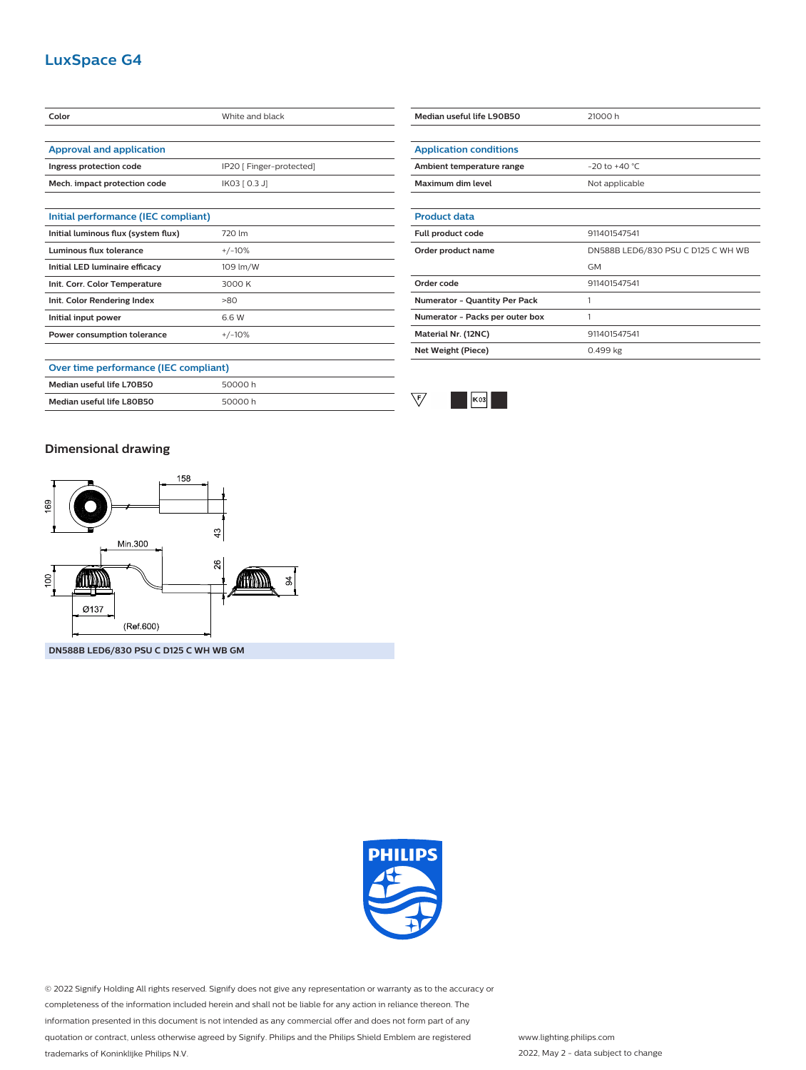# LuxSpace G4

| | |
|---|---|
| Color | White and black |

| Approval and application | |
|---|---|
| Ingress protection code | IP20 [ Finger-protected] |
| Mech. impact protection code | IK03 [ 0.3 J] |

| Initial performance (IEC compliant) | |
|---|---|
| Initial luminous flux (system flux) | 720 lm |
| Luminous flux tolerance | +/-10% |
| Initial LED luminaire efficacy | 109 lm/W |
| Init. Corr. Color Temperature | 3000 K |
| Init. Color Rendering Index | >80 |
| Initial input power | 6.6 W |
| Power consumption tolerance | +/-10% |

| Over time performance (IEC compliant) | |
|---|---|
| Median useful life L70B50 | 50000 h |
| Median useful life L80B50 | 50000 h |
| Median useful life L90B50 | 21000 h |

| Application conditions | |
|---|---|
| Ambient temperature range | -20 to +40 °C |
| Maximum dim level | Not applicable |

| Product data | |
|---|---|
| Full product code | 911401547541 |
| Order product name | DN588B LED6/830 PSU C D125 C WH WB GM |
| Order code | 911401547541 |
| Numerator - Quantity Per Pack | 1 |
| Numerator - Packs per outer box | 1 |
| Material Nr. (12NC) | 911401547541 |
| Net Weight (Piece) | 0.499 kg |

F

IK03

## Dimensional drawing

158

169

43

Min.300

26

100

94

Ø137

(Ref.600)

**DN588B LED6/830 PSU C D125 C WH WB GM**

PHILIPS

© 2022 Signify Holding All rights reserved. Signify does not give any representation or warranty as to the accuracy or completeness of the information included herein and shall not be liable for any action in reliance thereon. The information presented in this document is not intended as any commercial offer and does not form part of any quotation or contract, unless otherwise agreed by Signify. Philips and the Philips Shield Emblem are registered trademarks of Koninklijke Philips N.V.

www.lighting.philips.com

2022, May 2 - data subject to change